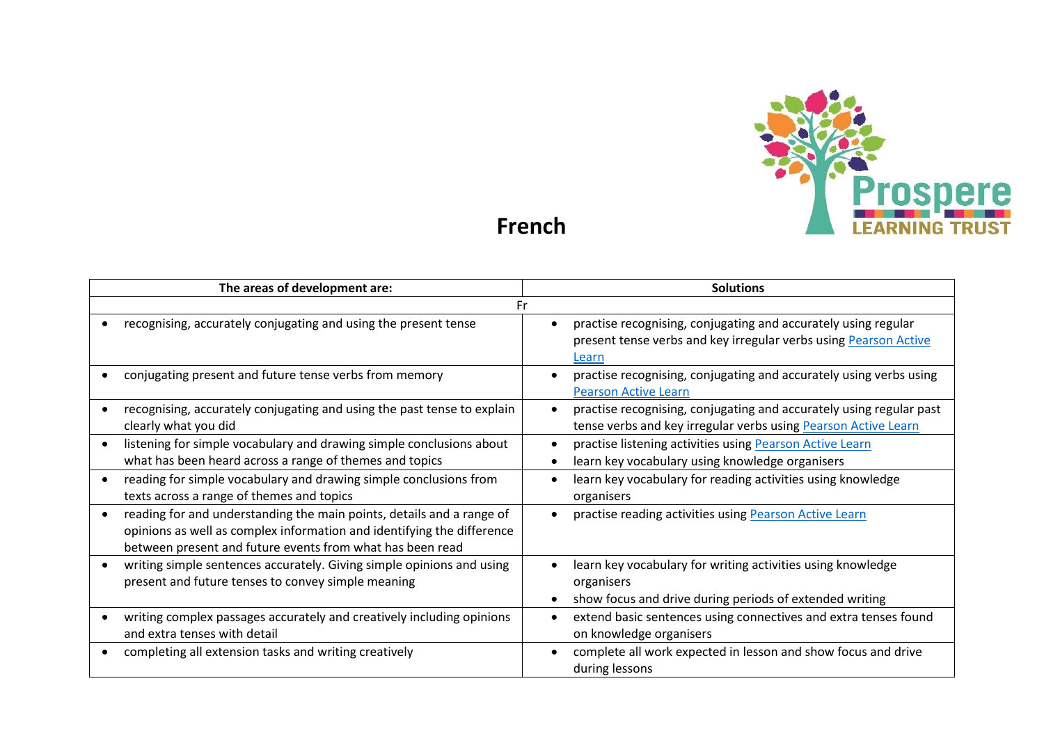# French

| The areas of development are: | Solutions |
|---|---|
| Fr | |
| • recognising, accurately conjugating and using the present tense | • practise recognising, conjugating and accurately using regular present tense verbs and key irregular verbs using Pearson Active Learn |
| • conjugating present and future tense verbs from memory | • practise recognising, conjugating and accurately using verbs using Pearson Active Learn |
| • recognising, accurately conjugating and using the past tense to explain clearly what you did | • practise recognising, conjugating and accurately using regular past tense verbs and key irregular verbs using Pearson Active Learn |
| • listening for simple vocabulary and drawing simple conclusions about what has been heard across a range of themes and topics | • practise listening activities using Pearson Active Learn<br>• learn key vocabulary using knowledge organisers |
| • reading for simple vocabulary and drawing simple conclusions from texts across a range of themes and topics | • learn key vocabulary for reading activities using knowledge organisers |
| • reading for and understanding the main points, details and a range of opinions as well as complex information and identifying the difference between present and future events from what has been read | • practise reading activities using Pearson Active Learn |
| • writing simple sentences accurately. Giving simple opinions and using present and future tenses to convey simple meaning | • learn key vocabulary for writing activities using knowledge organisers<br>• show focus and drive during periods of extended writing |
| • writing complex passages accurately and creatively including opinions and extra tenses with detail | • extend basic sentences using connectives and extra tenses found on knowledge organisers |
| • completing all extension tasks and writing creatively | • complete all work expected in lesson and show focus and drive during lessons |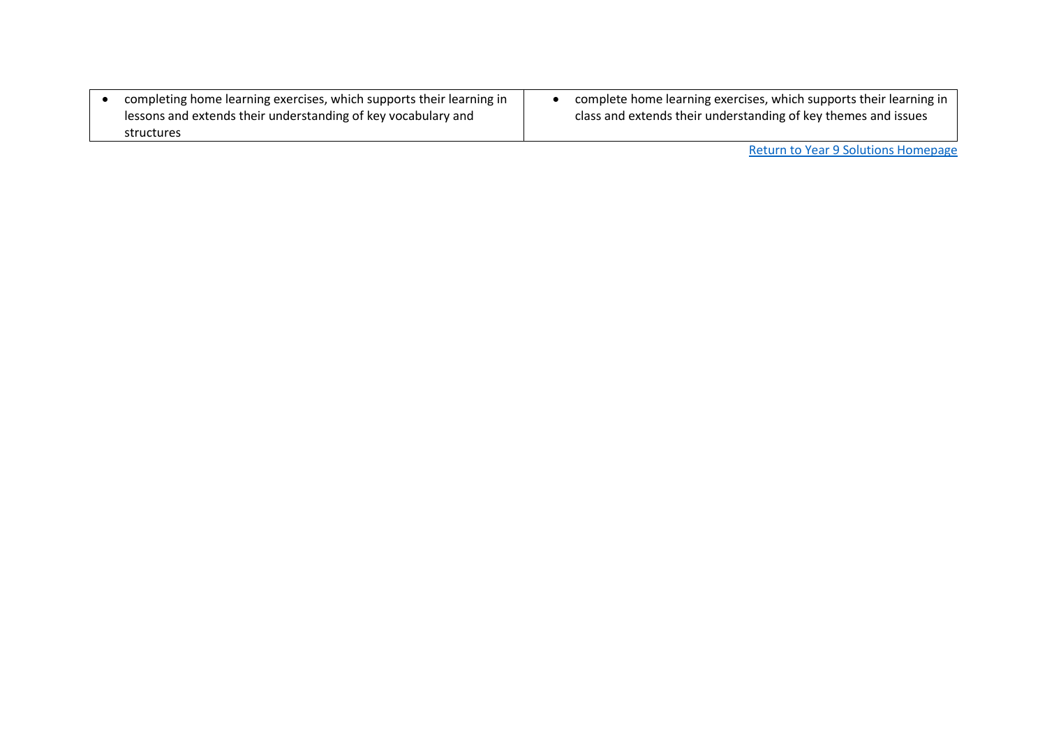| | |
|---|---|
| • completing home learning exercises, which supports their learning in lessons and extends their understanding of key vocabulary and structures | • complete home learning exercises, which supports their learning in class and extends their understanding of key themes and issues |

Return to Year 9 Solutions Homepage